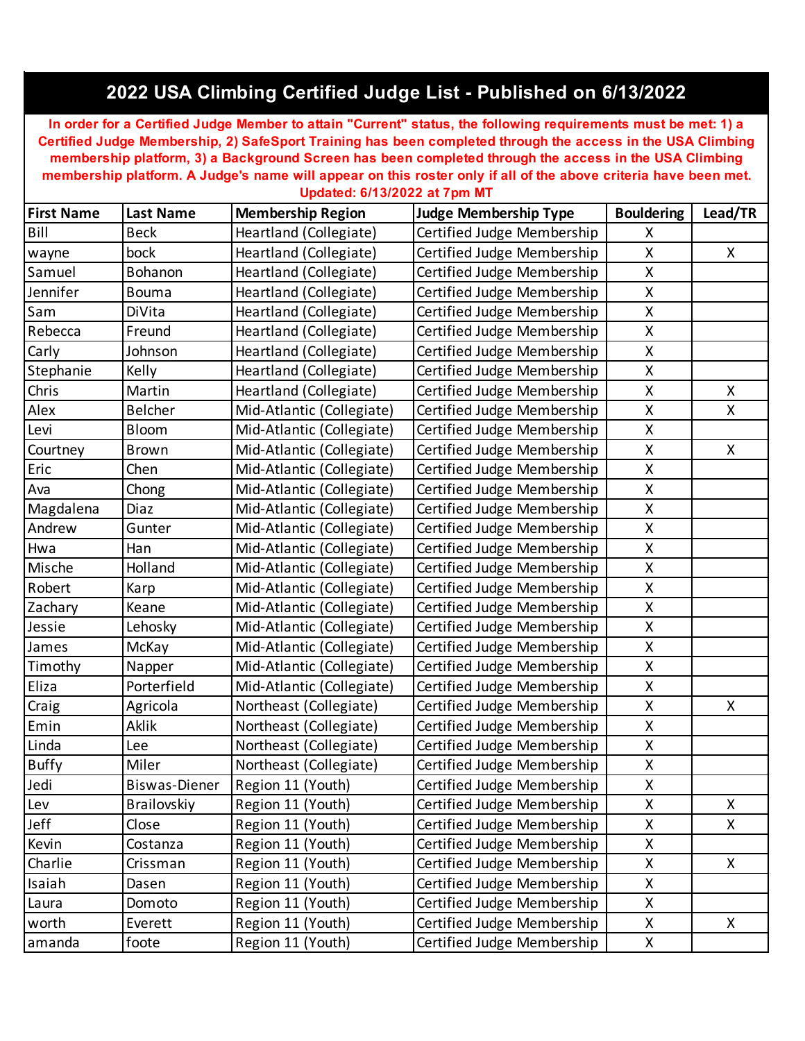# 2022 USA Climbing Certified Judge List - Published on 6/13/2022

**In order for a Certified Judge Member to attain "Current" status, the following requirements must be met: 1) a Certified Judge Membership, 2) SafeSport Training has been completed through the access in the USA Climbing membership platform, 3) a Background Screen has been completed through the access in the USA Climbing membership platform. A Judge's name will appear on this roster only if all of the above criteria have been met. Updated: 6/13/2022 at 7pm MT**

| First Name | Last Name | Membership Region | Judge Membership Type | Bouldering | Lead/TR |
|---|---|---|---|---|---|
| Bill | Beck | Heartland (Collegiate) | Certified Judge Membership | X | |
| wayne | bock | Heartland (Collegiate) | Certified Judge Membership | X | X |
| Samuel | Bohanon | Heartland (Collegiate) | Certified Judge Membership | X | |
| Jennifer | Bouma | Heartland (Collegiate) | Certified Judge Membership | X | |
| Sam | DiVita | Heartland (Collegiate) | Certified Judge Membership | X | |
| Rebecca | Freund | Heartland (Collegiate) | Certified Judge Membership | X | |
| Carly | Johnson | Heartland (Collegiate) | Certified Judge Membership | X | |
| Stephanie | Kelly | Heartland (Collegiate) | Certified Judge Membership | X | |
| Chris | Martin | Heartland (Collegiate) | Certified Judge Membership | X | X |
| Alex | Belcher | Mid-Atlantic (Collegiate) | Certified Judge Membership | X | X |
| Levi | Bloom | Mid-Atlantic (Collegiate) | Certified Judge Membership | X | |
| Courtney | Brown | Mid-Atlantic (Collegiate) | Certified Judge Membership | X | X |
| Eric | Chen | Mid-Atlantic (Collegiate) | Certified Judge Membership | X | |
| Ava | Chong | Mid-Atlantic (Collegiate) | Certified Judge Membership | X | |
| Magdalena | Diaz | Mid-Atlantic (Collegiate) | Certified Judge Membership | X | |
| Andrew | Gunter | Mid-Atlantic (Collegiate) | Certified Judge Membership | X | |
| Hwa | Han | Mid-Atlantic (Collegiate) | Certified Judge Membership | X | |
| Mische | Holland | Mid-Atlantic (Collegiate) | Certified Judge Membership | X | |
| Robert | Karp | Mid-Atlantic (Collegiate) | Certified Judge Membership | X | |
| Zachary | Keane | Mid-Atlantic (Collegiate) | Certified Judge Membership | X | |
| Jessie | Lehosky | Mid-Atlantic (Collegiate) | Certified Judge Membership | X | |
| James | McKay | Mid-Atlantic (Collegiate) | Certified Judge Membership | X | |
| Timothy | Napper | Mid-Atlantic (Collegiate) | Certified Judge Membership | X | |
| Eliza | Porterfield | Mid-Atlantic (Collegiate) | Certified Judge Membership | X | |
| Craig | Agricola | Northeast (Collegiate) | Certified Judge Membership | X | X |
| Emin | Aklik | Northeast (Collegiate) | Certified Judge Membership | X | |
| Linda | Lee | Northeast (Collegiate) | Certified Judge Membership | X | |
| Buffy | Miler | Northeast (Collegiate) | Certified Judge Membership | X | |
| Jedi | Biswas-Diener | Region 11 (Youth) | Certified Judge Membership | X | |
| Lev | Brailovskiy | Region 11 (Youth) | Certified Judge Membership | X | X |
| Jeff | Close | Region 11 (Youth) | Certified Judge Membership | X | X |
| Kevin | Costanza | Region 11 (Youth) | Certified Judge Membership | X | |
| Charlie | Crissman | Region 11 (Youth) | Certified Judge Membership | X | X |
| Isaiah | Dasen | Region 11 (Youth) | Certified Judge Membership | X | |
| Laura | Domoto | Region 11 (Youth) | Certified Judge Membership | X | |
| worth | Everett | Region 11 (Youth) | Certified Judge Membership | X | X |
| amanda | foote | Region 11 (Youth) | Certified Judge Membership | X | |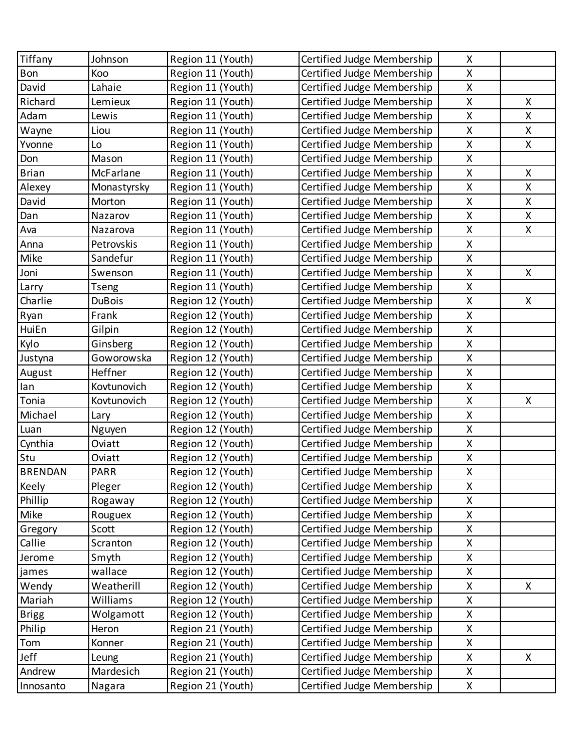| | | | | | |
|---|---|---|---|---|---|
| Tiffany | Johnson | Region 11 (Youth) | Certified Judge Membership | X | |
| Bon | Koo | Region 11 (Youth) | Certified Judge Membership | X | |
| David | Lahaie | Region 11 (Youth) | Certified Judge Membership | X | |
| Richard | Lemieux | Region 11 (Youth) | Certified Judge Membership | X | X |
| Adam | Lewis | Region 11 (Youth) | Certified Judge Membership | X | X |
| Wayne | Liou | Region 11 (Youth) | Certified Judge Membership | X | X |
| Yvonne | Lo | Region 11 (Youth) | Certified Judge Membership | X | X |
| Don | Mason | Region 11 (Youth) | Certified Judge Membership | X | |
| Brian | McFarlane | Region 11 (Youth) | Certified Judge Membership | X | X |
| Alexey | Monastyrsky | Region 11 (Youth) | Certified Judge Membership | X | X |
| David | Morton | Region 11 (Youth) | Certified Judge Membership | X | X |
| Dan | Nazarov | Region 11 (Youth) | Certified Judge Membership | X | X |
| Ava | Nazarova | Region 11 (Youth) | Certified Judge Membership | X | X |
| Anna | Petrovskis | Region 11 (Youth) | Certified Judge Membership | X | |
| Mike | Sandefur | Region 11 (Youth) | Certified Judge Membership | X | |
| Joni | Swenson | Region 11 (Youth) | Certified Judge Membership | X | X |
| Larry | Tseng | Region 11 (Youth) | Certified Judge Membership | X | |
| Charlie | DuBois | Region 12 (Youth) | Certified Judge Membership | X | X |
| Ryan | Frank | Region 12 (Youth) | Certified Judge Membership | X | |
| HuiEn | Gilpin | Region 12 (Youth) | Certified Judge Membership | X | |
| Kylo | Ginsberg | Region 12 (Youth) | Certified Judge Membership | X | |
| Justyna | Goworowska | Region 12 (Youth) | Certified Judge Membership | X | |
| August | Heffner | Region 12 (Youth) | Certified Judge Membership | X | |
| Ian | Kovtunovich | Region 12 (Youth) | Certified Judge Membership | X | |
| Tonia | Kovtunovich | Region 12 (Youth) | Certified Judge Membership | X | X |
| Michael | Lary | Region 12 (Youth) | Certified Judge Membership | X | |
| Luan | Nguyen | Region 12 (Youth) | Certified Judge Membership | X | |
| Cynthia | Oviatt | Region 12 (Youth) | Certified Judge Membership | X | |
| Stu | Oviatt | Region 12 (Youth) | Certified Judge Membership | X | |
| BRENDAN | PARR | Region 12 (Youth) | Certified Judge Membership | X | |
| Keely | Pleger | Region 12 (Youth) | Certified Judge Membership | X | |
| Phillip | Rogaway | Region 12 (Youth) | Certified Judge Membership | X | |
| Mike | Rouguex | Region 12 (Youth) | Certified Judge Membership | X | |
| Gregory | Scott | Region 12 (Youth) | Certified Judge Membership | X | |
| Callie | Scranton | Region 12 (Youth) | Certified Judge Membership | X | |
| Jerome | Smyth | Region 12 (Youth) | Certified Judge Membership | X | |
| james | wallace | Region 12 (Youth) | Certified Judge Membership | X | |
| Wendy | Weatherill | Region 12 (Youth) | Certified Judge Membership | X | X |
| Mariah | Williams | Region 12 (Youth) | Certified Judge Membership | X | |
| Brigg | Wolgamott | Region 12 (Youth) | Certified Judge Membership | X | |
| Philip | Heron | Region 21 (Youth) | Certified Judge Membership | X | |
| Tom | Konner | Region 21 (Youth) | Certified Judge Membership | X | |
| Jeff | Leung | Region 21 (Youth) | Certified Judge Membership | X | X |
| Andrew | Mardesich | Region 21 (Youth) | Certified Judge Membership | X | |
| Innosanto | Nagara | Region 21 (Youth) | Certified Judge Membership | X | |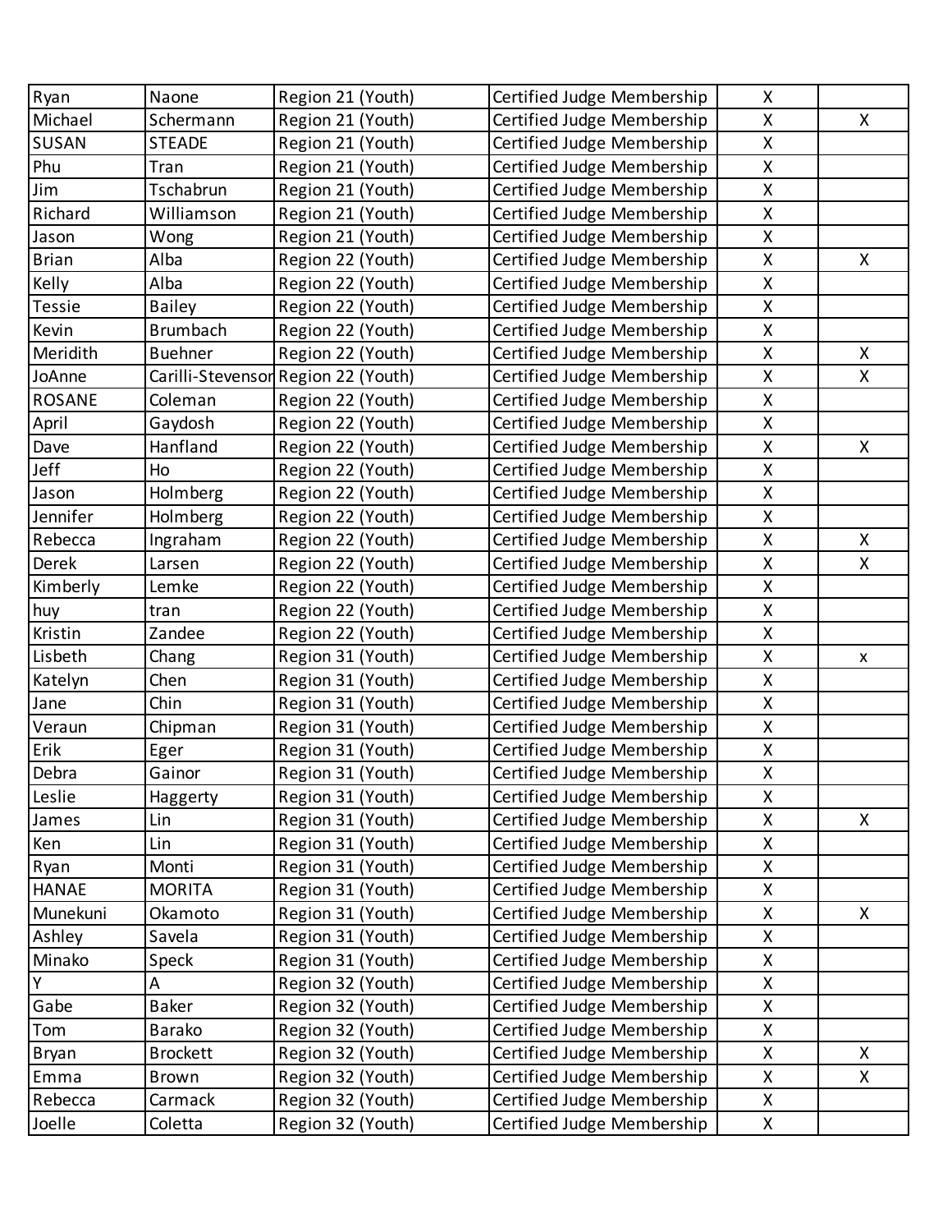| | | | | | |
|---|---|---|---|---|---|
| Ryan | Naone | Region 21 (Youth) | Certified Judge Membership | X | |
| Michael | Schermann | Region 21 (Youth) | Certified Judge Membership | X | X |
| SUSAN | STEADE | Region 21 (Youth) | Certified Judge Membership | X | |
| Phu | Tran | Region 21 (Youth) | Certified Judge Membership | X | |
| Jim | Tschabrun | Region 21 (Youth) | Certified Judge Membership | X | |
| Richard | Williamson | Region 21 (Youth) | Certified Judge Membership | X | |
| Jason | Wong | Region 21 (Youth) | Certified Judge Membership | X | |
| Brian | Alba | Region 22 (Youth) | Certified Judge Membership | X | X |
| Kelly | Alba | Region 22 (Youth) | Certified Judge Membership | X | |
| Tessie | Bailey | Region 22 (Youth) | Certified Judge Membership | X | |
| Kevin | Brumbach | Region 22 (Youth) | Certified Judge Membership | X | |
| Meridith | Buehner | Region 22 (Youth) | Certified Judge Membership | X | X |
| JoAnne | Carilli-Stevenson | Region 22 (Youth) | Certified Judge Membership | X | X |
| ROSANE | Coleman | Region 22 (Youth) | Certified Judge Membership | X | |
| April | Gaydosh | Region 22 (Youth) | Certified Judge Membership | X | |
| Dave | Hanfland | Region 22 (Youth) | Certified Judge Membership | X | X |
| Jeff | Ho | Region 22 (Youth) | Certified Judge Membership | X | |
| Jason | Holmberg | Region 22 (Youth) | Certified Judge Membership | X | |
| Jennifer | Holmberg | Region 22 (Youth) | Certified Judge Membership | X | |
| Rebecca | Ingraham | Region 22 (Youth) | Certified Judge Membership | X | X |
| Derek | Larsen | Region 22 (Youth) | Certified Judge Membership | X | X |
| Kimberly | Lemke | Region 22 (Youth) | Certified Judge Membership | X | |
| huy | tran | Region 22 (Youth) | Certified Judge Membership | X | |
| Kristin | Zandee | Region 22 (Youth) | Certified Judge Membership | X | |
| Lisbeth | Chang | Region 31 (Youth) | Certified Judge Membership | X | x |
| Katelyn | Chen | Region 31 (Youth) | Certified Judge Membership | X | |
| Jane | Chin | Region 31 (Youth) | Certified Judge Membership | X | |
| Veraun | Chipman | Region 31 (Youth) | Certified Judge Membership | X | |
| Erik | Eger | Region 31 (Youth) | Certified Judge Membership | X | |
| Debra | Gainor | Region 31 (Youth) | Certified Judge Membership | X | |
| Leslie | Haggerty | Region 31 (Youth) | Certified Judge Membership | X | |
| James | Lin | Region 31 (Youth) | Certified Judge Membership | X | X |
| Ken | Lin | Region 31 (Youth) | Certified Judge Membership | X | |
| Ryan | Monti | Region 31 (Youth) | Certified Judge Membership | X | |
| HANAE | MORITA | Region 31 (Youth) | Certified Judge Membership | X | |
| Munekuni | Okamoto | Region 31 (Youth) | Certified Judge Membership | X | X |
| Ashley | Savela | Region 31 (Youth) | Certified Judge Membership | X | |
| Minako | Speck | Region 31 (Youth) | Certified Judge Membership | X | |
| Y | A | Region 32 (Youth) | Certified Judge Membership | X | |
| Gabe | Baker | Region 32 (Youth) | Certified Judge Membership | X | |
| Tom | Barako | Region 32 (Youth) | Certified Judge Membership | X | |
| Bryan | Brockett | Region 32 (Youth) | Certified Judge Membership | X | X |
| Emma | Brown | Region 32 (Youth) | Certified Judge Membership | X | X |
| Rebecca | Carmack | Region 32 (Youth) | Certified Judge Membership | X | |
| Joelle | Coletta | Region 32 (Youth) | Certified Judge Membership | X | |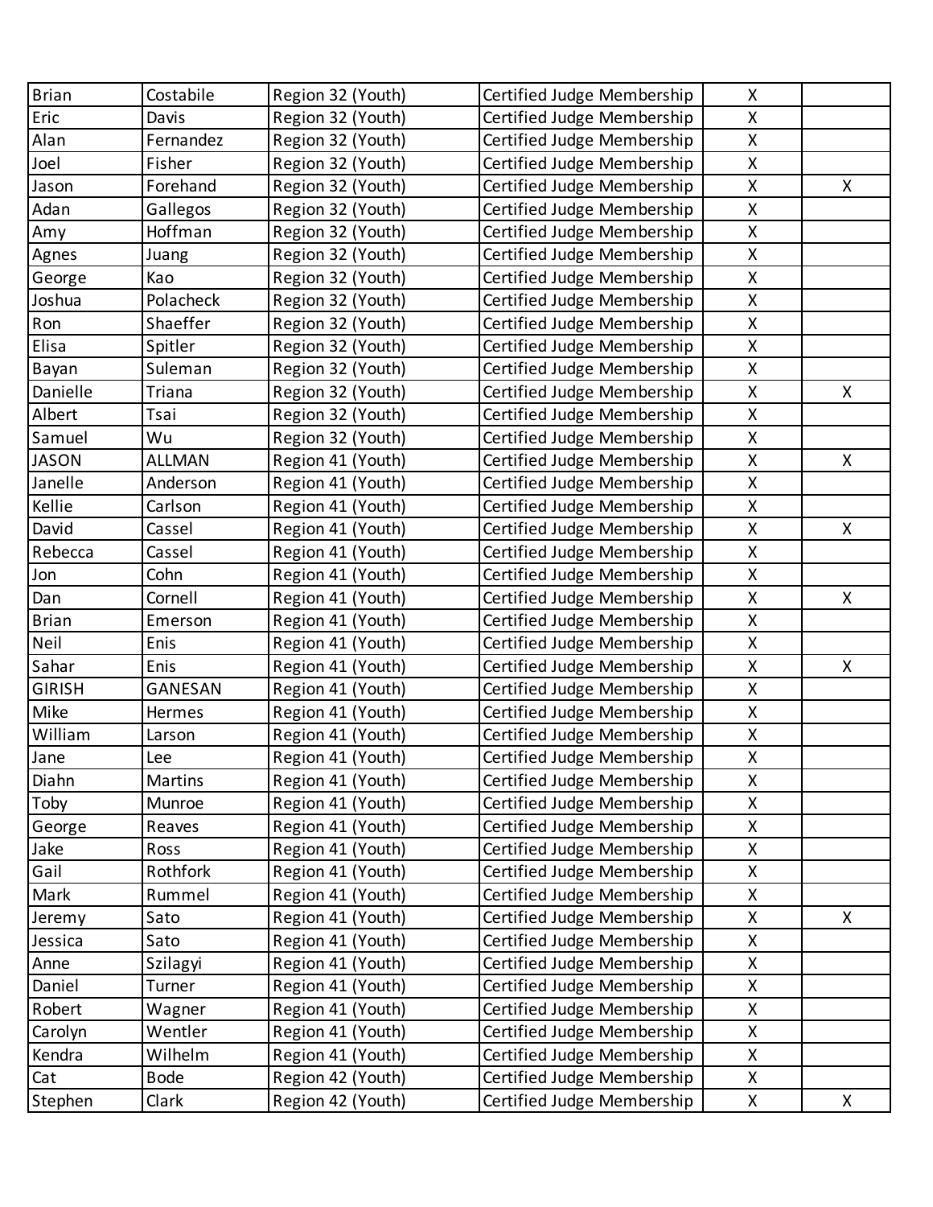| | | | | | |
|---|---|---|---|---|---|
| Brian | Costabile | Region 32 (Youth) | Certified Judge Membership | X | |
| Eric | Davis | Region 32 (Youth) | Certified Judge Membership | X | |
| Alan | Fernandez | Region 32 (Youth) | Certified Judge Membership | X | |
| Joel | Fisher | Region 32 (Youth) | Certified Judge Membership | X | |
| Jason | Forehand | Region 32 (Youth) | Certified Judge Membership | X | X |
| Adan | Gallegos | Region 32 (Youth) | Certified Judge Membership | X | |
| Amy | Hoffman | Region 32 (Youth) | Certified Judge Membership | X | |
| Agnes | Juang | Region 32 (Youth) | Certified Judge Membership | X | |
| George | Kao | Region 32 (Youth) | Certified Judge Membership | X | |
| Joshua | Polacheck | Region 32 (Youth) | Certified Judge Membership | X | |
| Ron | Shaeffer | Region 32 (Youth) | Certified Judge Membership | X | |
| Elisa | Spitler | Region 32 (Youth) | Certified Judge Membership | X | |
| Bayan | Suleman | Region 32 (Youth) | Certified Judge Membership | X | |
| Danielle | Triana | Region 32 (Youth) | Certified Judge Membership | X | X |
| Albert | Tsai | Region 32 (Youth) | Certified Judge Membership | X | |
| Samuel | Wu | Region 32 (Youth) | Certified Judge Membership | X | |
| JASON | ALLMAN | Region 41 (Youth) | Certified Judge Membership | X | X |
| Janelle | Anderson | Region 41 (Youth) | Certified Judge Membership | X | |
| Kellie | Carlson | Region 41 (Youth) | Certified Judge Membership | X | |
| David | Cassel | Region 41 (Youth) | Certified Judge Membership | X | X |
| Rebecca | Cassel | Region 41 (Youth) | Certified Judge Membership | X | |
| Jon | Cohn | Region 41 (Youth) | Certified Judge Membership | X | |
| Dan | Cornell | Region 41 (Youth) | Certified Judge Membership | X | X |
| Brian | Emerson | Region 41 (Youth) | Certified Judge Membership | X | |
| Neil | Enis | Region 41 (Youth) | Certified Judge Membership | X | |
| Sahar | Enis | Region 41 (Youth) | Certified Judge Membership | X | X |
| GIRISH | GANESAN | Region 41 (Youth) | Certified Judge Membership | X | |
| Mike | Hermes | Region 41 (Youth) | Certified Judge Membership | X | |
| William | Larson | Region 41 (Youth) | Certified Judge Membership | X | |
| Jane | Lee | Region 41 (Youth) | Certified Judge Membership | X | |
| Diahn | Martins | Region 41 (Youth) | Certified Judge Membership | X | |
| Toby | Munroe | Region 41 (Youth) | Certified Judge Membership | X | |
| George | Reaves | Region 41 (Youth) | Certified Judge Membership | X | |
| Jake | Ross | Region 41 (Youth) | Certified Judge Membership | X | |
| Gail | Rothfork | Region 41 (Youth) | Certified Judge Membership | X | |
| Mark | Rummel | Region 41 (Youth) | Certified Judge Membership | X | |
| Jeremy | Sato | Region 41 (Youth) | Certified Judge Membership | X | X |
| Jessica | Sato | Region 41 (Youth) | Certified Judge Membership | X | |
| Anne | Szilagyi | Region 41 (Youth) | Certified Judge Membership | X | |
| Daniel | Turner | Region 41 (Youth) | Certified Judge Membership | X | |
| Robert | Wagner | Region 41 (Youth) | Certified Judge Membership | X | |
| Carolyn | Wentler | Region 41 (Youth) | Certified Judge Membership | X | |
| Kendra | Wilhelm | Region 41 (Youth) | Certified Judge Membership | X | |
| Cat | Bode | Region 42 (Youth) | Certified Judge Membership | X | |
| Stephen | Clark | Region 42 (Youth) | Certified Judge Membership | X | X |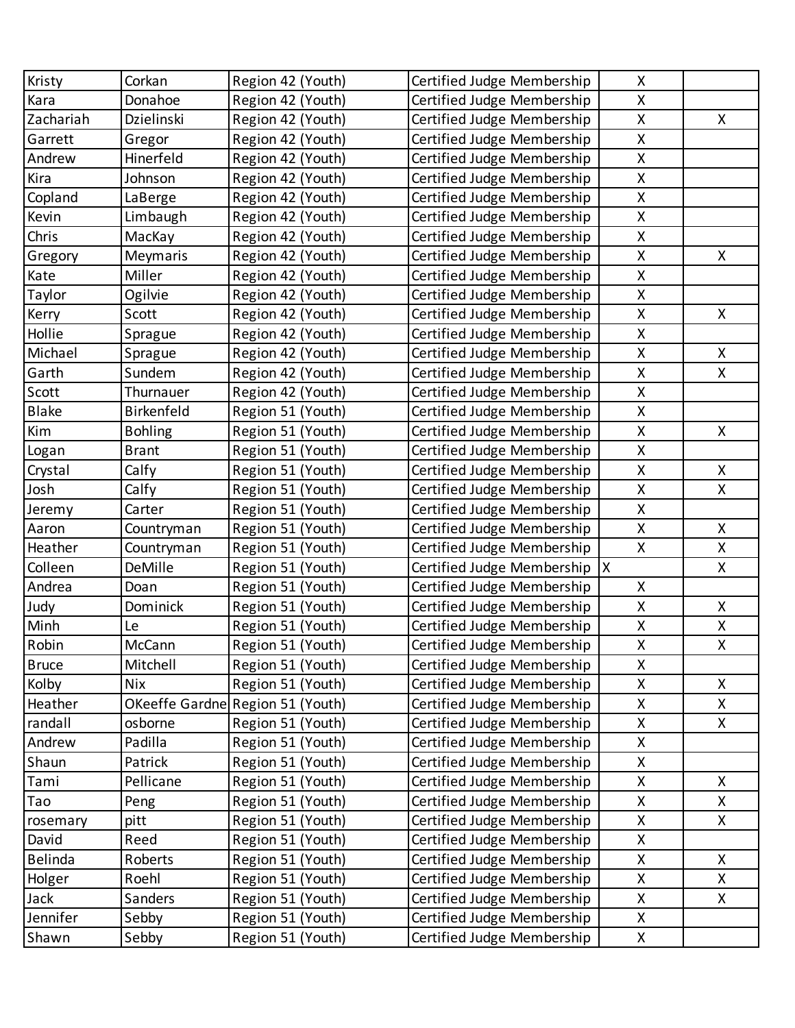| | | | | | |
|---|---|---|---|---|---|
| Kristy | Corkan | Region 42 (Youth) | Certified Judge Membership | X | |
| Kara | Donahoe | Region 42 (Youth) | Certified Judge Membership | X | |
| Zachariah | Dzielinski | Region 42 (Youth) | Certified Judge Membership | X | X |
| Garrett | Gregor | Region 42 (Youth) | Certified Judge Membership | X | |
| Andrew | Hinerfeld | Region 42 (Youth) | Certified Judge Membership | X | |
| Kira | Johnson | Region 42 (Youth) | Certified Judge Membership | X | |
| Copland | LaBerge | Region 42 (Youth) | Certified Judge Membership | X | |
| Kevin | Limbaugh | Region 42 (Youth) | Certified Judge Membership | X | |
| Chris | MacKay | Region 42 (Youth) | Certified Judge Membership | X | |
| Gregory | Meymaris | Region 42 (Youth) | Certified Judge Membership | X | X |
| Kate | Miller | Region 42 (Youth) | Certified Judge Membership | X | |
| Taylor | Ogilvie | Region 42 (Youth) | Certified Judge Membership | X | |
| Kerry | Scott | Region 42 (Youth) | Certified Judge Membership | X | X |
| Hollie | Sprague | Region 42 (Youth) | Certified Judge Membership | X | |
| Michael | Sprague | Region 42 (Youth) | Certified Judge Membership | X | X |
| Garth | Sundem | Region 42 (Youth) | Certified Judge Membership | X | X |
| Scott | Thurnauer | Region 42 (Youth) | Certified Judge Membership | X | |
| Blake | Birkenfeld | Region 51 (Youth) | Certified Judge Membership | X | |
| Kim | Bohling | Region 51 (Youth) | Certified Judge Membership | X | X |
| Logan | Brant | Region 51 (Youth) | Certified Judge Membership | X | |
| Crystal | Calfy | Region 51 (Youth) | Certified Judge Membership | X | X |
| Josh | Calfy | Region 51 (Youth) | Certified Judge Membership | X | X |
| Jeremy | Carter | Region 51 (Youth) | Certified Judge Membership | X | |
| Aaron | Countryman | Region 51 (Youth) | Certified Judge Membership | X | X |
| Heather | Countryman | Region 51 (Youth) | Certified Judge Membership | X | X |
| Colleen | DeMille | Region 51 (Youth) | Certified Judge Membership | X | X |
| Andrea | Doan | Region 51 (Youth) | Certified Judge Membership | X | |
| Judy | Dominick | Region 51 (Youth) | Certified Judge Membership | X | X |
| Minh | Le | Region 51 (Youth) | Certified Judge Membership | X | X |
| Robin | McCann | Region 51 (Youth) | Certified Judge Membership | X | X |
| Bruce | Mitchell | Region 51 (Youth) | Certified Judge Membership | X | |
| Kolby | Nix | Region 51 (Youth) | Certified Judge Membership | X | X |
| Heather | OKeeffe Gardne | Region 51 (Youth) | Certified Judge Membership | X | X |
| randall | osborne | Region 51 (Youth) | Certified Judge Membership | X | X |
| Andrew | Padilla | Region 51 (Youth) | Certified Judge Membership | X | |
| Shaun | Patrick | Region 51 (Youth) | Certified Judge Membership | X | |
| Tami | Pellicane | Region 51 (Youth) | Certified Judge Membership | X | X |
| Tao | Peng | Region 51 (Youth) | Certified Judge Membership | X | X |
| rosemary | pitt | Region 51 (Youth) | Certified Judge Membership | X | X |
| David | Reed | Region 51 (Youth) | Certified Judge Membership | X | |
| Belinda | Roberts | Region 51 (Youth) | Certified Judge Membership | X | X |
| Holger | Roehl | Region 51 (Youth) | Certified Judge Membership | X | X |
| Jack | Sanders | Region 51 (Youth) | Certified Judge Membership | X | X |
| Jennifer | Sebby | Region 51 (Youth) | Certified Judge Membership | X | |
| Shawn | Sebby | Region 51 (Youth) | Certified Judge Membership | X | |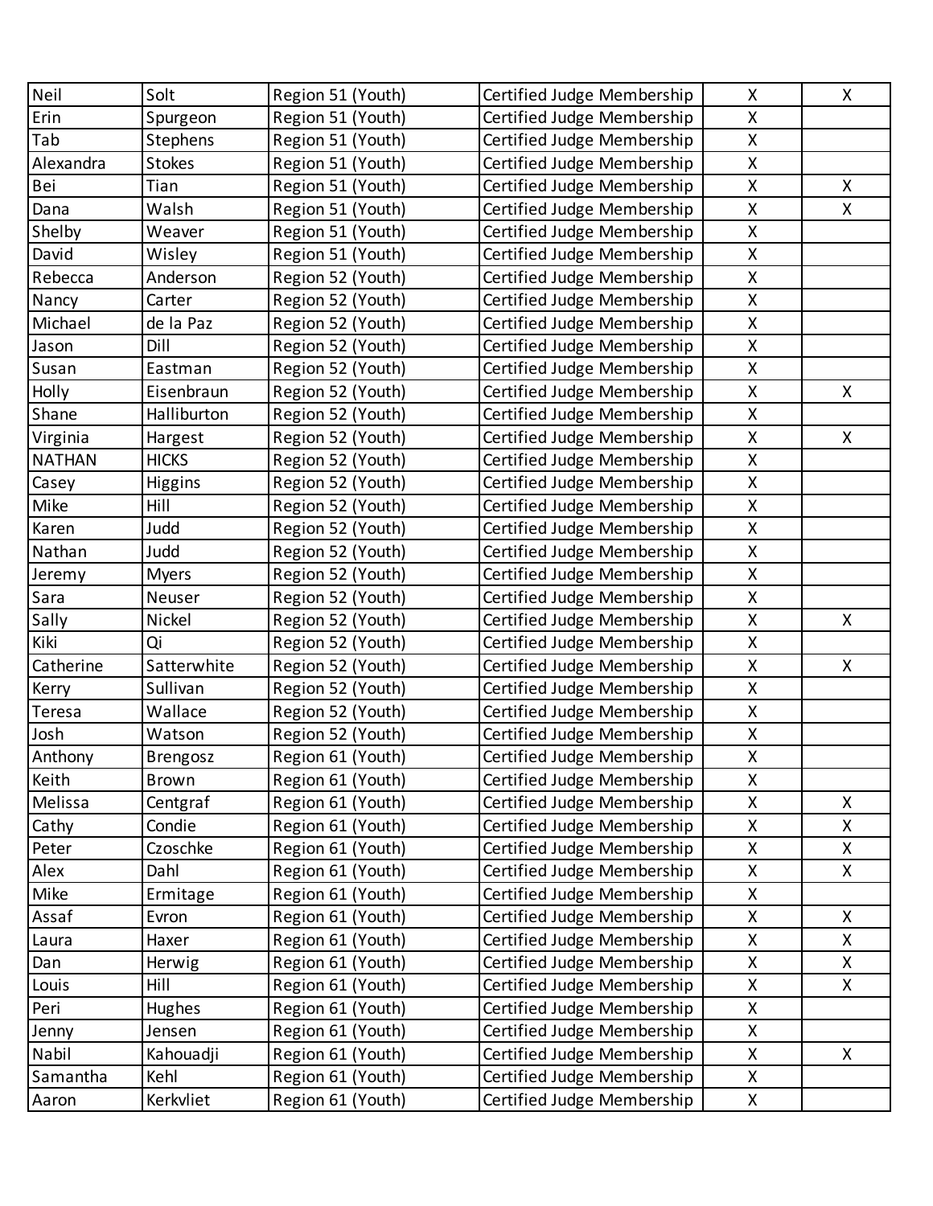| | | | | | |
|---|---|---|---|---|---|
| Neil | Solt | Region 51 (Youth) | Certified Judge Membership | X | X |
| Erin | Spurgeon | Region 51 (Youth) | Certified Judge Membership | X | |
| Tab | Stephens | Region 51 (Youth) | Certified Judge Membership | X | |
| Alexandra | Stokes | Region 51 (Youth) | Certified Judge Membership | X | |
| Bei | Tian | Region 51 (Youth) | Certified Judge Membership | X | X |
| Dana | Walsh | Region 51 (Youth) | Certified Judge Membership | X | X |
| Shelby | Weaver | Region 51 (Youth) | Certified Judge Membership | X | |
| David | Wisley | Region 51 (Youth) | Certified Judge Membership | X | |
| Rebecca | Anderson | Region 52 (Youth) | Certified Judge Membership | X | |
| Nancy | Carter | Region 52 (Youth) | Certified Judge Membership | X | |
| Michael | de la Paz | Region 52 (Youth) | Certified Judge Membership | X | |
| Jason | Dill | Region 52 (Youth) | Certified Judge Membership | X | |
| Susan | Eastman | Region 52 (Youth) | Certified Judge Membership | X | |
| Holly | Eisenbraun | Region 52 (Youth) | Certified Judge Membership | X | X |
| Shane | Halliburton | Region 52 (Youth) | Certified Judge Membership | X | |
| Virginia | Hargest | Region 52 (Youth) | Certified Judge Membership | X | X |
| NATHAN | HICKS | Region 52 (Youth) | Certified Judge Membership | X | |
| Casey | Higgins | Region 52 (Youth) | Certified Judge Membership | X | |
| Mike | Hill | Region 52 (Youth) | Certified Judge Membership | X | |
| Karen | Judd | Region 52 (Youth) | Certified Judge Membership | X | |
| Nathan | Judd | Region 52 (Youth) | Certified Judge Membership | X | |
| Jeremy | Myers | Region 52 (Youth) | Certified Judge Membership | X | |
| Sara | Neuser | Region 52 (Youth) | Certified Judge Membership | X | |
| Sally | Nickel | Region 52 (Youth) | Certified Judge Membership | X | X |
| Kiki | Qi | Region 52 (Youth) | Certified Judge Membership | X | |
| Catherine | Satterwhite | Region 52 (Youth) | Certified Judge Membership | X | X |
| Kerry | Sullivan | Region 52 (Youth) | Certified Judge Membership | X | |
| Teresa | Wallace | Region 52 (Youth) | Certified Judge Membership | X | |
| Josh | Watson | Region 52 (Youth) | Certified Judge Membership | X | |
| Anthony | Brengosz | Region 61 (Youth) | Certified Judge Membership | X | |
| Keith | Brown | Region 61 (Youth) | Certified Judge Membership | X | |
| Melissa | Centgraf | Region 61 (Youth) | Certified Judge Membership | X | X |
| Cathy | Condie | Region 61 (Youth) | Certified Judge Membership | X | X |
| Peter | Czoschke | Region 61 (Youth) | Certified Judge Membership | X | X |
| Alex | Dahl | Region 61 (Youth) | Certified Judge Membership | X | X |
| Mike | Ermitage | Region 61 (Youth) | Certified Judge Membership | X | |
| Assaf | Evron | Region 61 (Youth) | Certified Judge Membership | X | X |
| Laura | Haxer | Region 61 (Youth) | Certified Judge Membership | X | X |
| Dan | Herwig | Region 61 (Youth) | Certified Judge Membership | X | X |
| Louis | Hill | Region 61 (Youth) | Certified Judge Membership | X | X |
| Peri | Hughes | Region 61 (Youth) | Certified Judge Membership | X | |
| Jenny | Jensen | Region 61 (Youth) | Certified Judge Membership | X | |
| Nabil | Kahouadji | Region 61 (Youth) | Certified Judge Membership | X | X |
| Samantha | Kehl | Region 61 (Youth) | Certified Judge Membership | X | |
| Aaron | Kerkvliet | Region 61 (Youth) | Certified Judge Membership | X | |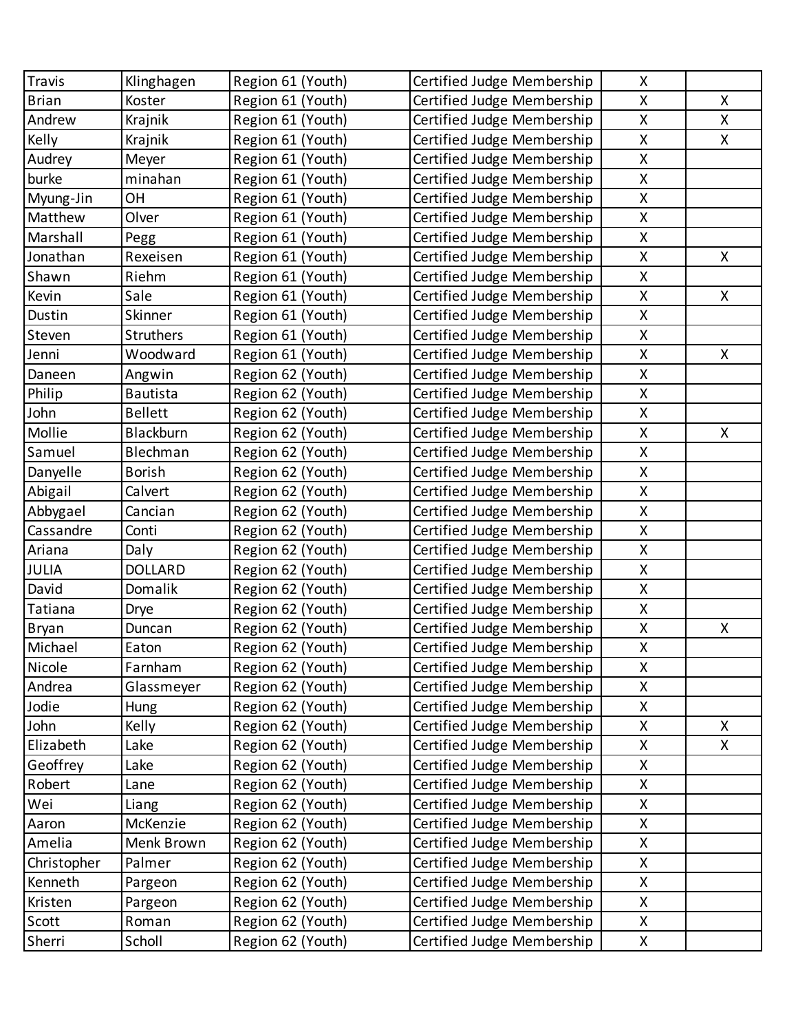| | | | | | |
|---|---|---|---|---|---|
| Travis | Klinghagen | Region 61 (Youth) | Certified Judge Membership | X | |
| Brian | Koster | Region 61 (Youth) | Certified Judge Membership | X | X |
| Andrew | Krajnik | Region 61 (Youth) | Certified Judge Membership | X | X |
| Kelly | Krajnik | Region 61 (Youth) | Certified Judge Membership | X | X |
| Audrey | Meyer | Region 61 (Youth) | Certified Judge Membership | X | |
| burke | minahan | Region 61 (Youth) | Certified Judge Membership | X | |
| Myung-Jin | OH | Region 61 (Youth) | Certified Judge Membership | X | |
| Matthew | Olver | Region 61 (Youth) | Certified Judge Membership | X | |
| Marshall | Pegg | Region 61 (Youth) | Certified Judge Membership | X | |
| Jonathan | Rexeisen | Region 61 (Youth) | Certified Judge Membership | X | X |
| Shawn | Riehm | Region 61 (Youth) | Certified Judge Membership | X | |
| Kevin | Sale | Region 61 (Youth) | Certified Judge Membership | X | X |
| Dustin | Skinner | Region 61 (Youth) | Certified Judge Membership | X | |
| Steven | Struthers | Region 61 (Youth) | Certified Judge Membership | X | |
| Jenni | Woodward | Region 61 (Youth) | Certified Judge Membership | X | X |
| Daneen | Angwin | Region 62 (Youth) | Certified Judge Membership | X | |
| Philip | Bautista | Region 62 (Youth) | Certified Judge Membership | X | |
| John | Bellett | Region 62 (Youth) | Certified Judge Membership | X | |
| Mollie | Blackburn | Region 62 (Youth) | Certified Judge Membership | X | X |
| Samuel | Blechman | Region 62 (Youth) | Certified Judge Membership | X | |
| Danyelle | Borish | Region 62 (Youth) | Certified Judge Membership | X | |
| Abigail | Calvert | Region 62 (Youth) | Certified Judge Membership | X | |
| Abbygael | Cancian | Region 62 (Youth) | Certified Judge Membership | X | |
| Cassandre | Conti | Region 62 (Youth) | Certified Judge Membership | X | |
| Ariana | Daly | Region 62 (Youth) | Certified Judge Membership | X | |
| JULIA | DOLLARD | Region 62 (Youth) | Certified Judge Membership | X | |
| David | Domalik | Region 62 (Youth) | Certified Judge Membership | X | |
| Tatiana | Drye | Region 62 (Youth) | Certified Judge Membership | X | |
| Bryan | Duncan | Region 62 (Youth) | Certified Judge Membership | X | X |
| Michael | Eaton | Region 62 (Youth) | Certified Judge Membership | X | |
| Nicole | Farnham | Region 62 (Youth) | Certified Judge Membership | X | |
| Andrea | Glassmeyer | Region 62 (Youth) | Certified Judge Membership | X | |
| Jodie | Hung | Region 62 (Youth) | Certified Judge Membership | X | |
| John | Kelly | Region 62 (Youth) | Certified Judge Membership | X | X |
| Elizabeth | Lake | Region 62 (Youth) | Certified Judge Membership | X | X |
| Geoffrey | Lake | Region 62 (Youth) | Certified Judge Membership | X | |
| Robert | Lane | Region 62 (Youth) | Certified Judge Membership | X | |
| Wei | Liang | Region 62 (Youth) | Certified Judge Membership | X | |
| Aaron | McKenzie | Region 62 (Youth) | Certified Judge Membership | X | |
| Amelia | Menk Brown | Region 62 (Youth) | Certified Judge Membership | X | |
| Christopher | Palmer | Region 62 (Youth) | Certified Judge Membership | X | |
| Kenneth | Pargeon | Region 62 (Youth) | Certified Judge Membership | X | |
| Kristen | Pargeon | Region 62 (Youth) | Certified Judge Membership | X | |
| Scott | Roman | Region 62 (Youth) | Certified Judge Membership | X | |
| Sherri | Scholl | Region 62 (Youth) | Certified Judge Membership | X | |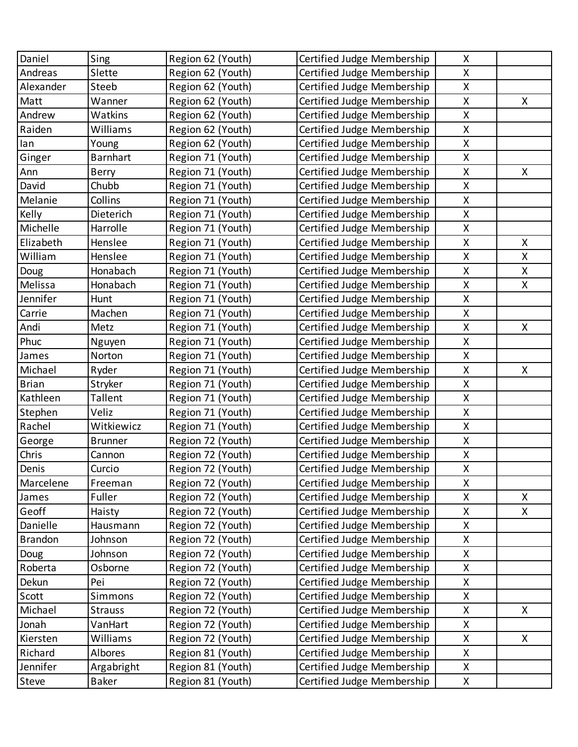| | | | | | |
|---|---|---|---|---|---|
| Daniel | Sing | Region 62 (Youth) | Certified Judge Membership | X | |
| Andreas | Slette | Region 62 (Youth) | Certified Judge Membership | X | |
| Alexander | Steeb | Region 62 (Youth) | Certified Judge Membership | X | |
| Matt | Wanner | Region 62 (Youth) | Certified Judge Membership | X | X |
| Andrew | Watkins | Region 62 (Youth) | Certified Judge Membership | X | |
| Raiden | Williams | Region 62 (Youth) | Certified Judge Membership | X | |
| Ian | Young | Region 62 (Youth) | Certified Judge Membership | X | |
| Ginger | Barnhart | Region 71 (Youth) | Certified Judge Membership | X | |
| Ann | Berry | Region 71 (Youth) | Certified Judge Membership | X | X |
| David | Chubb | Region 71 (Youth) | Certified Judge Membership | X | |
| Melanie | Collins | Region 71 (Youth) | Certified Judge Membership | X | |
| Kelly | Dieterich | Region 71 (Youth) | Certified Judge Membership | X | |
| Michelle | Harrolle | Region 71 (Youth) | Certified Judge Membership | X | |
| Elizabeth | Henslee | Region 71 (Youth) | Certified Judge Membership | X | X |
| William | Henslee | Region 71 (Youth) | Certified Judge Membership | X | X |
| Doug | Honabach | Region 71 (Youth) | Certified Judge Membership | X | X |
| Melissa | Honabach | Region 71 (Youth) | Certified Judge Membership | X | X |
| Jennifer | Hunt | Region 71 (Youth) | Certified Judge Membership | X | |
| Carrie | Machen | Region 71 (Youth) | Certified Judge Membership | X | |
| Andi | Metz | Region 71 (Youth) | Certified Judge Membership | X | X |
| Phuc | Nguyen | Region 71 (Youth) | Certified Judge Membership | X | |
| James | Norton | Region 71 (Youth) | Certified Judge Membership | X | |
| Michael | Ryder | Region 71 (Youth) | Certified Judge Membership | X | X |
| Brian | Stryker | Region 71 (Youth) | Certified Judge Membership | X | |
| Kathleen | Tallent | Region 71 (Youth) | Certified Judge Membership | X | |
| Stephen | Veliz | Region 71 (Youth) | Certified Judge Membership | X | |
| Rachel | Witkiewicz | Region 71 (Youth) | Certified Judge Membership | X | |
| George | Brunner | Region 72 (Youth) | Certified Judge Membership | X | |
| Chris | Cannon | Region 72 (Youth) | Certified Judge Membership | X | |
| Denis | Curcio | Region 72 (Youth) | Certified Judge Membership | X | |
| Marcelene | Freeman | Region 72 (Youth) | Certified Judge Membership | X | |
| James | Fuller | Region 72 (Youth) | Certified Judge Membership | X | X |
| Geoff | Haisty | Region 72 (Youth) | Certified Judge Membership | X | X |
| Danielle | Hausmann | Region 72 (Youth) | Certified Judge Membership | X | |
| Brandon | Johnson | Region 72 (Youth) | Certified Judge Membership | X | |
| Doug | Johnson | Region 72 (Youth) | Certified Judge Membership | X | |
| Roberta | Osborne | Region 72 (Youth) | Certified Judge Membership | X | |
| Dekun | Pei | Region 72 (Youth) | Certified Judge Membership | X | |
| Scott | Simmons | Region 72 (Youth) | Certified Judge Membership | X | |
| Michael | Strauss | Region 72 (Youth) | Certified Judge Membership | X | X |
| Jonah | VanHart | Region 72 (Youth) | Certified Judge Membership | X | |
| Kiersten | Williams | Region 72 (Youth) | Certified Judge Membership | X | X |
| Richard | Albores | Region 81 (Youth) | Certified Judge Membership | X | |
| Jennifer | Argabright | Region 81 (Youth) | Certified Judge Membership | X | |
| Steve | Baker | Region 81 (Youth) | Certified Judge Membership | X | |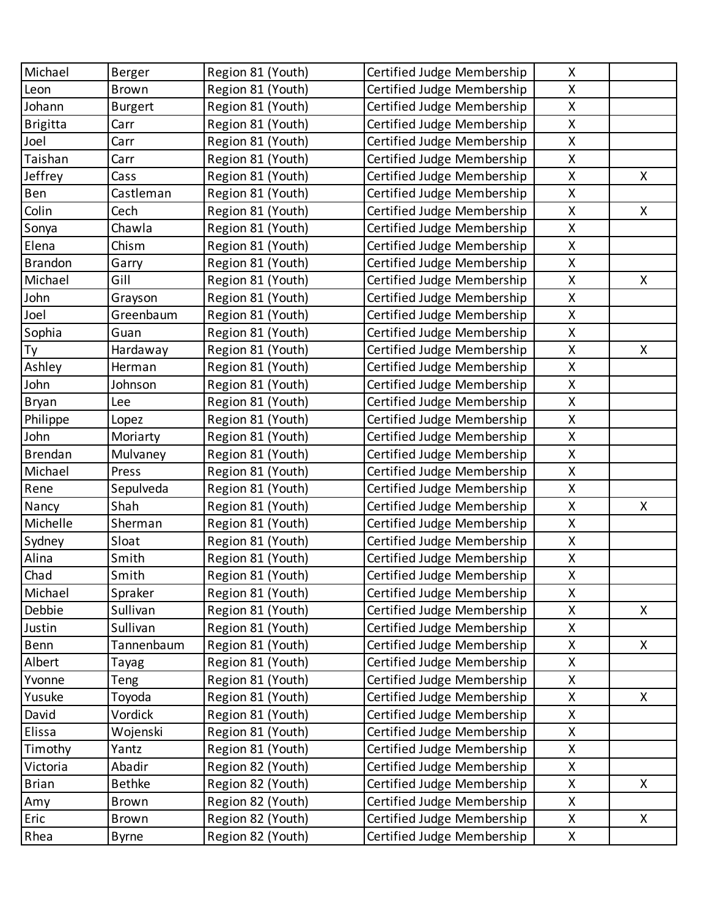| | | | | | |
|---|---|---|---|---|---|
| Michael | Berger | Region 81 (Youth) | Certified Judge Membership | X | |
| Leon | Brown | Region 81 (Youth) | Certified Judge Membership | X | |
| Johann | Burgert | Region 81 (Youth) | Certified Judge Membership | X | |
| Brigitta | Carr | Region 81 (Youth) | Certified Judge Membership | X | |
| Joel | Carr | Region 81 (Youth) | Certified Judge Membership | X | |
| Taishan | Carr | Region 81 (Youth) | Certified Judge Membership | X | |
| Jeffrey | Cass | Region 81 (Youth) | Certified Judge Membership | X | X |
| Ben | Castleman | Region 81 (Youth) | Certified Judge Membership | X | |
| Colin | Cech | Region 81 (Youth) | Certified Judge Membership | X | X |
| Sonya | Chawla | Region 81 (Youth) | Certified Judge Membership | X | |
| Elena | Chism | Region 81 (Youth) | Certified Judge Membership | X | |
| Brandon | Garry | Region 81 (Youth) | Certified Judge Membership | X | |
| Michael | Gill | Region 81 (Youth) | Certified Judge Membership | X | X |
| John | Grayson | Region 81 (Youth) | Certified Judge Membership | X | |
| Joel | Greenbaum | Region 81 (Youth) | Certified Judge Membership | X | |
| Sophia | Guan | Region 81 (Youth) | Certified Judge Membership | X | |
| Ty | Hardaway | Region 81 (Youth) | Certified Judge Membership | X | X |
| Ashley | Herman | Region 81 (Youth) | Certified Judge Membership | X | |
| John | Johnson | Region 81 (Youth) | Certified Judge Membership | X | |
| Bryan | Lee | Region 81 (Youth) | Certified Judge Membership | X | |
| Philippe | Lopez | Region 81 (Youth) | Certified Judge Membership | X | |
| John | Moriarty | Region 81 (Youth) | Certified Judge Membership | X | |
| Brendan | Mulvaney | Region 81 (Youth) | Certified Judge Membership | X | |
| Michael | Press | Region 81 (Youth) | Certified Judge Membership | X | |
| Rene | Sepulveda | Region 81 (Youth) | Certified Judge Membership | X | |
| Nancy | Shah | Region 81 (Youth) | Certified Judge Membership | X | X |
| Michelle | Sherman | Region 81 (Youth) | Certified Judge Membership | X | |
| Sydney | Sloat | Region 81 (Youth) | Certified Judge Membership | X | |
| Alina | Smith | Region 81 (Youth) | Certified Judge Membership | X | |
| Chad | Smith | Region 81 (Youth) | Certified Judge Membership | X | |
| Michael | Spraker | Region 81 (Youth) | Certified Judge Membership | X | |
| Debbie | Sullivan | Region 81 (Youth) | Certified Judge Membership | X | X |
| Justin | Sullivan | Region 81 (Youth) | Certified Judge Membership | X | |
| Benn | Tannenbaum | Region 81 (Youth) | Certified Judge Membership | X | X |
| Albert | Tayag | Region 81 (Youth) | Certified Judge Membership | X | |
| Yvonne | Teng | Region 81 (Youth) | Certified Judge Membership | X | |
| Yusuke | Toyoda | Region 81 (Youth) | Certified Judge Membership | X | X |
| David | Vordick | Region 81 (Youth) | Certified Judge Membership | X | |
| Elissa | Wojenski | Region 81 (Youth) | Certified Judge Membership | X | |
| Timothy | Yantz | Region 81 (Youth) | Certified Judge Membership | X | |
| Victoria | Abadir | Region 82 (Youth) | Certified Judge Membership | X | |
| Brian | Bethke | Region 82 (Youth) | Certified Judge Membership | X | X |
| Amy | Brown | Region 82 (Youth) | Certified Judge Membership | X | |
| Eric | Brown | Region 82 (Youth) | Certified Judge Membership | X | X |
| Rhea | Byrne | Region 82 (Youth) | Certified Judge Membership | X | |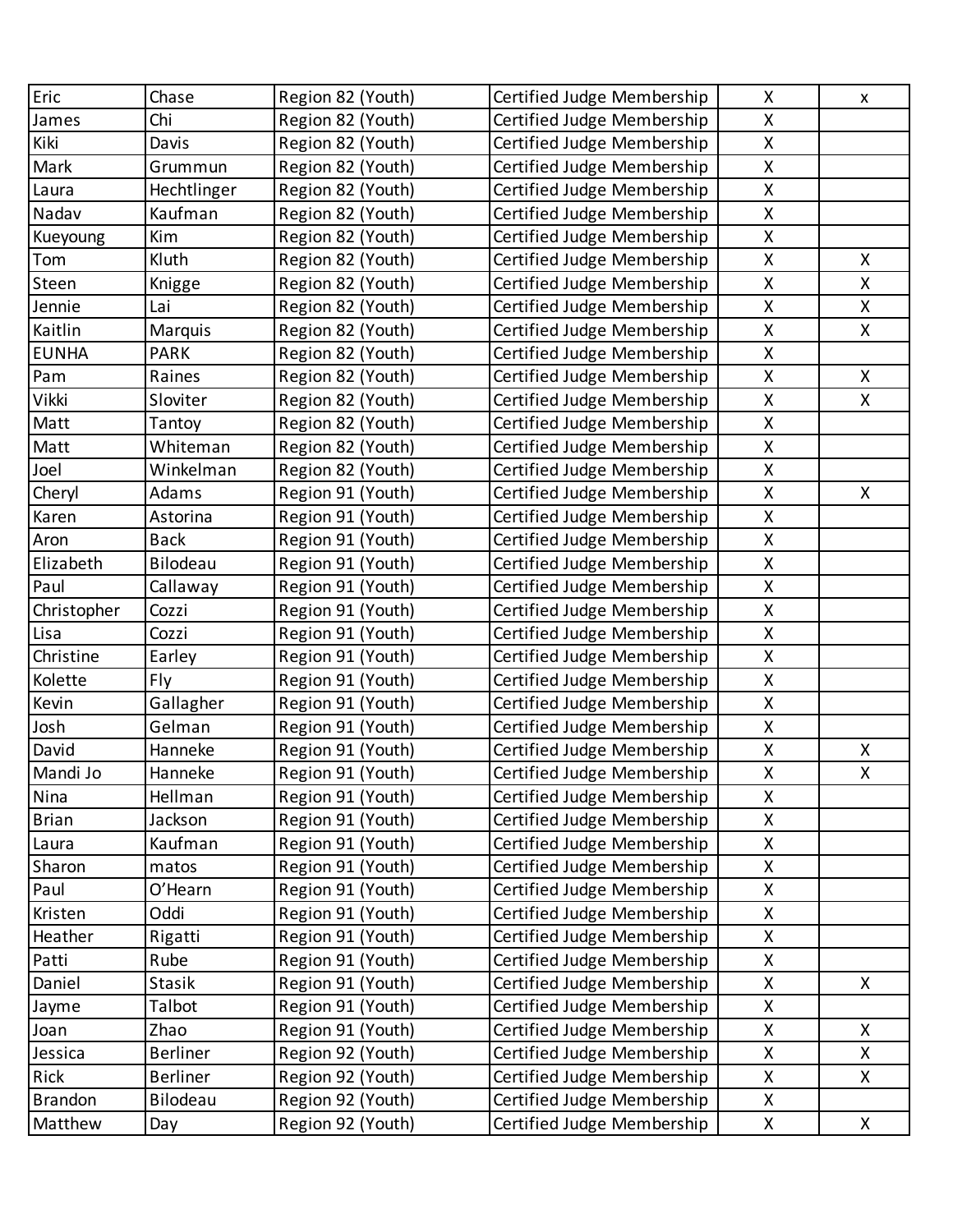| | | | | | |
|---|---|---|---|---|---|
| Eric | Chase | Region 82 (Youth) | Certified Judge Membership | X | x |
| James | Chi | Region 82 (Youth) | Certified Judge Membership | X | |
| Kiki | Davis | Region 82 (Youth) | Certified Judge Membership | X | |
| Mark | Grummun | Region 82 (Youth) | Certified Judge Membership | X | |
| Laura | Hechtlinger | Region 82 (Youth) | Certified Judge Membership | X | |
| Nadav | Kaufman | Region 82 (Youth) | Certified Judge Membership | X | |
| Kueyoung | Kim | Region 82 (Youth) | Certified Judge Membership | X | |
| Tom | Kluth | Region 82 (Youth) | Certified Judge Membership | X | X |
| Steen | Knigge | Region 82 (Youth) | Certified Judge Membership | X | X |
| Jennie | Lai | Region 82 (Youth) | Certified Judge Membership | X | X |
| Kaitlin | Marquis | Region 82 (Youth) | Certified Judge Membership | X | X |
| EUNHA | PARK | Region 82 (Youth) | Certified Judge Membership | X | |
| Pam | Raines | Region 82 (Youth) | Certified Judge Membership | X | X |
| Vikki | Sloviter | Region 82 (Youth) | Certified Judge Membership | X | X |
| Matt | Tantoy | Region 82 (Youth) | Certified Judge Membership | X | |
| Matt | Whiteman | Region 82 (Youth) | Certified Judge Membership | X | |
| Joel | Winkelman | Region 82 (Youth) | Certified Judge Membership | X | |
| Cheryl | Adams | Region 91 (Youth) | Certified Judge Membership | X | X |
| Karen | Astorina | Region 91 (Youth) | Certified Judge Membership | X | |
| Aron | Back | Region 91 (Youth) | Certified Judge Membership | X | |
| Elizabeth | Bilodeau | Region 91 (Youth) | Certified Judge Membership | X | |
| Paul | Callaway | Region 91 (Youth) | Certified Judge Membership | X | |
| Christopher | Cozzi | Region 91 (Youth) | Certified Judge Membership | X | |
| Lisa | Cozzi | Region 91 (Youth) | Certified Judge Membership | X | |
| Christine | Earley | Region 91 (Youth) | Certified Judge Membership | X | |
| Kolette | Fly | Region 91 (Youth) | Certified Judge Membership | X | |
| Kevin | Gallagher | Region 91 (Youth) | Certified Judge Membership | X | |
| Josh | Gelman | Region 91 (Youth) | Certified Judge Membership | X | |
| David | Hanneke | Region 91 (Youth) | Certified Judge Membership | X | X |
| Mandi Jo | Hanneke | Region 91 (Youth) | Certified Judge Membership | X | X |
| Nina | Hellman | Region 91 (Youth) | Certified Judge Membership | X | |
| Brian | Jackson | Region 91 (Youth) | Certified Judge Membership | X | |
| Laura | Kaufman | Region 91 (Youth) | Certified Judge Membership | X | |
| Sharon | matos | Region 91 (Youth) | Certified Judge Membership | X | |
| Paul | O'Hearn | Region 91 (Youth) | Certified Judge Membership | X | |
| Kristen | Oddi | Region 91 (Youth) | Certified Judge Membership | X | |
| Heather | Rigatti | Region 91 (Youth) | Certified Judge Membership | X | |
| Patti | Rube | Region 91 (Youth) | Certified Judge Membership | X | |
| Daniel | Stasik | Region 91 (Youth) | Certified Judge Membership | X | X |
| Jayme | Talbot | Region 91 (Youth) | Certified Judge Membership | X | |
| Joan | Zhao | Region 91 (Youth) | Certified Judge Membership | X | X |
| Jessica | Berliner | Region 92 (Youth) | Certified Judge Membership | X | X |
| Rick | Berliner | Region 92 (Youth) | Certified Judge Membership | X | X |
| Brandon | Bilodeau | Region 92 (Youth) | Certified Judge Membership | X | |
| Matthew | Day | Region 92 (Youth) | Certified Judge Membership | X | X |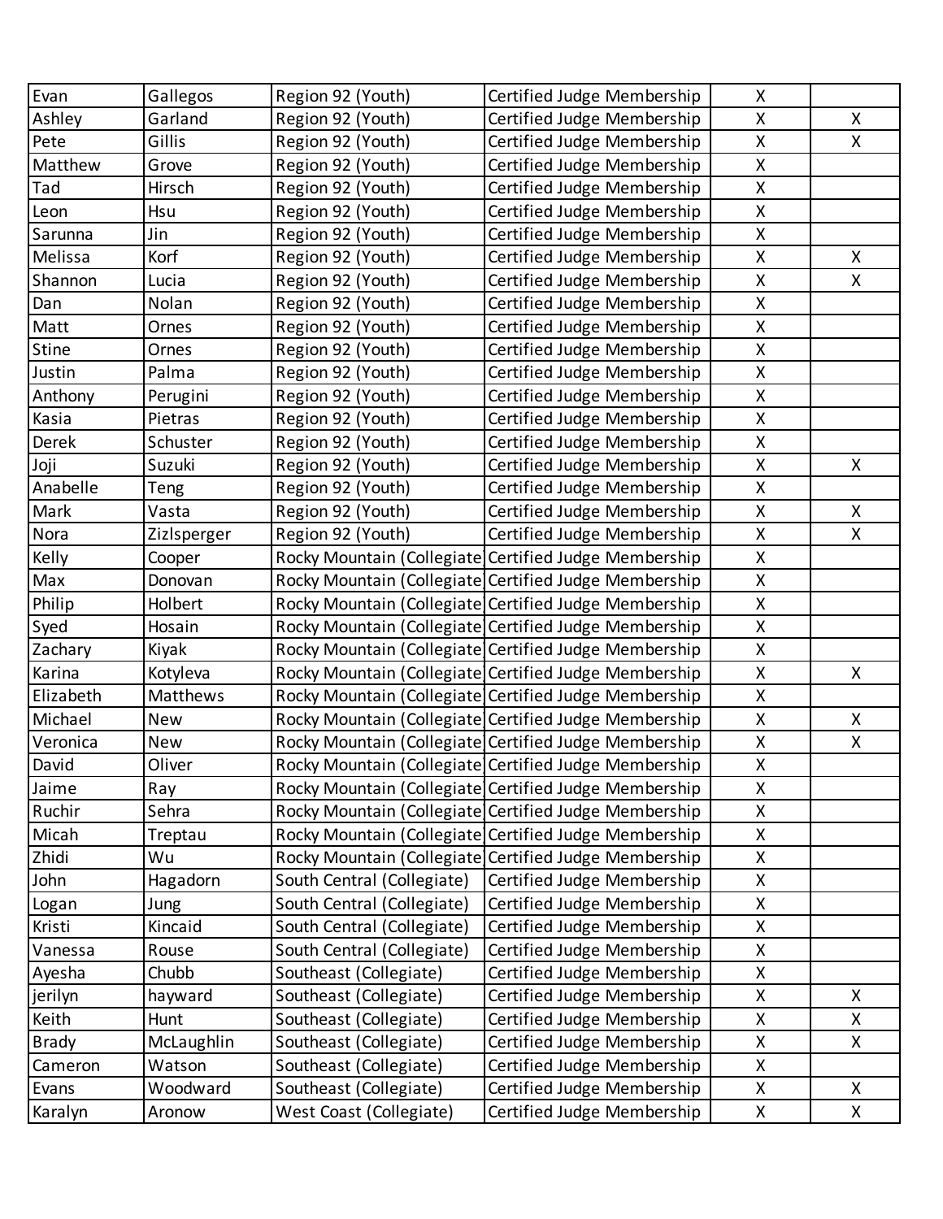| | | | | | |
|---|---|---|---|---|---|
| Evan | Gallegos | Region 92 (Youth) | Certified Judge Membership | X | |
| Ashley | Garland | Region 92 (Youth) | Certified Judge Membership | X | X |
| Pete | Gillis | Region 92 (Youth) | Certified Judge Membership | X | X |
| Matthew | Grove | Region 92 (Youth) | Certified Judge Membership | X | |
| Tad | Hirsch | Region 92 (Youth) | Certified Judge Membership | X | |
| Leon | Hsu | Region 92 (Youth) | Certified Judge Membership | X | |
| Sarunna | Jin | Region 92 (Youth) | Certified Judge Membership | X | |
| Melissa | Korf | Region 92 (Youth) | Certified Judge Membership | X | X |
| Shannon | Lucia | Region 92 (Youth) | Certified Judge Membership | X | X |
| Dan | Nolan | Region 92 (Youth) | Certified Judge Membership | X | |
| Matt | Ornes | Region 92 (Youth) | Certified Judge Membership | X | |
| Stine | Ornes | Region 92 (Youth) | Certified Judge Membership | X | |
| Justin | Palma | Region 92 (Youth) | Certified Judge Membership | X | |
| Anthony | Perugini | Region 92 (Youth) | Certified Judge Membership | X | |
| Kasia | Pietras | Region 92 (Youth) | Certified Judge Membership | X | |
| Derek | Schuster | Region 92 (Youth) | Certified Judge Membership | X | |
| Joji | Suzuki | Region 92 (Youth) | Certified Judge Membership | X | X |
| Anabelle | Teng | Region 92 (Youth) | Certified Judge Membership | X | |
| Mark | Vasta | Region 92 (Youth) | Certified Judge Membership | X | X |
| Nora | Zizlsperger | Region 92 (Youth) | Certified Judge Membership | X | X |
| Kelly | Cooper | Rocky Mountain (Collegiate | Certified Judge Membership | X | |
| Max | Donovan | Rocky Mountain (Collegiate | Certified Judge Membership | X | |
| Philip | Holbert | Rocky Mountain (Collegiate | Certified Judge Membership | X | |
| Syed | Hosain | Rocky Mountain (Collegiate | Certified Judge Membership | X | |
| Zachary | Kiyak | Rocky Mountain (Collegiate | Certified Judge Membership | X | |
| Karina | Kotyleva | Rocky Mountain (Collegiate | Certified Judge Membership | X | X |
| Elizabeth | Matthews | Rocky Mountain (Collegiate | Certified Judge Membership | X | |
| Michael | New | Rocky Mountain (Collegiate | Certified Judge Membership | X | X |
| Veronica | New | Rocky Mountain (Collegiate | Certified Judge Membership | X | X |
| David | Oliver | Rocky Mountain (Collegiate | Certified Judge Membership | X | |
| Jaime | Ray | Rocky Mountain (Collegiate | Certified Judge Membership | X | |
| Ruchir | Sehra | Rocky Mountain (Collegiate | Certified Judge Membership | X | |
| Micah | Treptau | Rocky Mountain (Collegiate | Certified Judge Membership | X | |
| Zhidi | Wu | Rocky Mountain (Collegiate | Certified Judge Membership | X | |
| John | Hagadorn | South Central (Collegiate) | Certified Judge Membership | X | |
| Logan | Jung | South Central (Collegiate) | Certified Judge Membership | X | |
| Kristi | Kincaid | South Central (Collegiate) | Certified Judge Membership | X | |
| Vanessa | Rouse | South Central (Collegiate) | Certified Judge Membership | X | |
| Ayesha | Chubb | Southeast (Collegiate) | Certified Judge Membership | X | |
| jerilyn | hayward | Southeast (Collegiate) | Certified Judge Membership | X | X |
| Keith | Hunt | Southeast (Collegiate) | Certified Judge Membership | X | X |
| Brady | McLaughlin | Southeast (Collegiate) | Certified Judge Membership | X | X |
| Cameron | Watson | Southeast (Collegiate) | Certified Judge Membership | X | |
| Evans | Woodward | Southeast (Collegiate) | Certified Judge Membership | X | X |
| Karalyn | Aronow | West Coast (Collegiate) | Certified Judge Membership | X | X |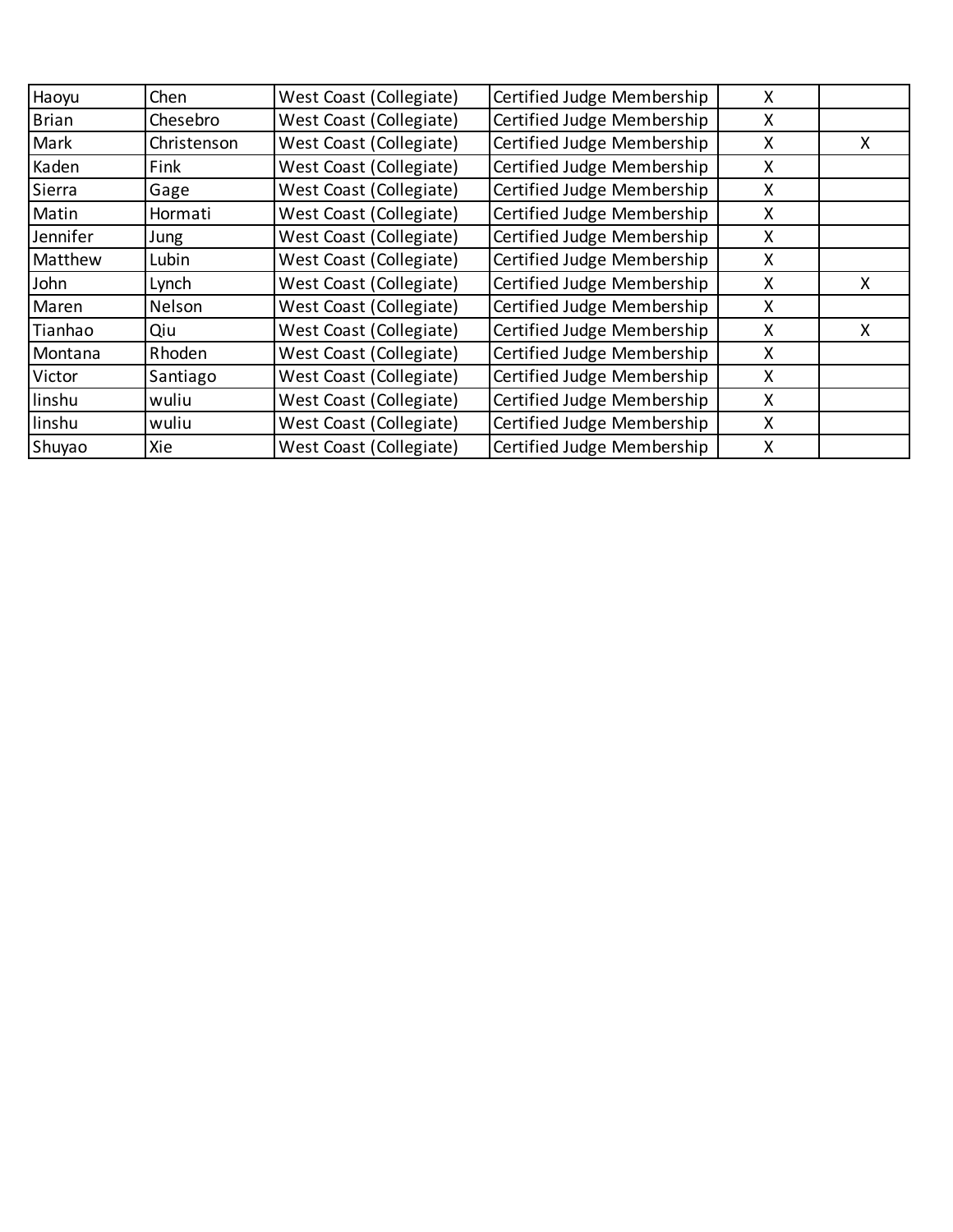| | | | | | |
|---|---|---|---|---|---|
| Haoyu | Chen | West Coast (Collegiate) | Certified Judge Membership | X | |
| Brian | Chesebro | West Coast (Collegiate) | Certified Judge Membership | X | |
| Mark | Christenson | West Coast (Collegiate) | Certified Judge Membership | X | X |
| Kaden | Fink | West Coast (Collegiate) | Certified Judge Membership | X | |
| Sierra | Gage | West Coast (Collegiate) | Certified Judge Membership | X | |
| Matin | Hormati | West Coast (Collegiate) | Certified Judge Membership | X | |
| Jennifer | Jung | West Coast (Collegiate) | Certified Judge Membership | X | |
| Matthew | Lubin | West Coast (Collegiate) | Certified Judge Membership | X | |
| John | Lynch | West Coast (Collegiate) | Certified Judge Membership | X | X |
| Maren | Nelson | West Coast (Collegiate) | Certified Judge Membership | X | |
| Tianhao | Qiu | West Coast (Collegiate) | Certified Judge Membership | X | X |
| Montana | Rhoden | West Coast (Collegiate) | Certified Judge Membership | X | |
| Victor | Santiago | West Coast (Collegiate) | Certified Judge Membership | X | |
| linshu | wuliu | West Coast (Collegiate) | Certified Judge Membership | X | |
| linshu | wuliu | West Coast (Collegiate) | Certified Judge Membership | X | |
| Shuyao | Xie | West Coast (Collegiate) | Certified Judge Membership | X | |